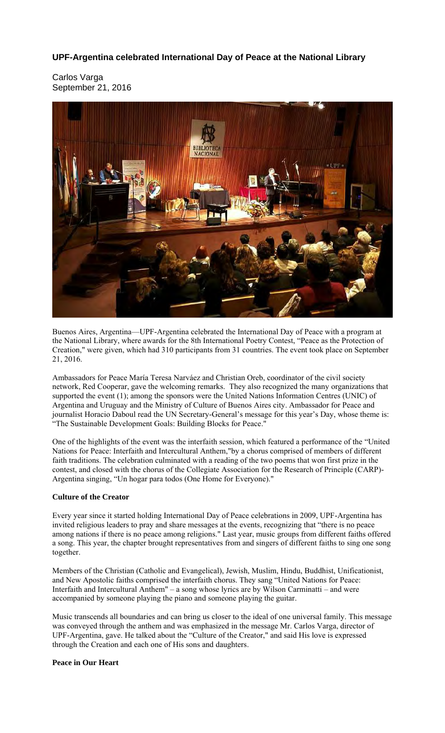# UPF-Argentina celebrated International Day of Peace at the National Library

Carlos Varga
September 21, 2016

Buenos Aires, Argentina—UPF-Argentina celebrated the International Day of Peace with a program at the National Library, where awards for the 8th International Poetry Contest, "Peace as the Protection of Creation," were given, which had 310 participants from 31 countries. The event took place on September 21, 2016.

Ambassadors for Peace María Teresa Narváez and Christian Oreb, coordinator of the civil society network, Red Cooperar, gave the welcoming remarks. They also recognized the many organizations that supported the event (1); among the sponsors were the United Nations Information Centres (UNIC) of Argentina and Uruguay and the Ministry of Culture of Buenos Aires city. Ambassador for Peace and journalist Horacio Daboul read the UN Secretary-General's message for this year's Day, whose theme is: "The Sustainable Development Goals: Building Blocks for Peace."

One of the highlights of the event was the interfaith session, which featured a performance of the "United Nations for Peace: Interfaith and Intercultural Anthem,"by a chorus comprised of members of different faith traditions. The celebration culminated with a reading of the two poems that won first prize in the contest, and closed with the chorus of the Collegiate Association for the Research of Principle (CARP)-Argentina singing, "Un hogar para todos (One Home for Everyone)."

**Culture of the Creator**

Every year since it started holding International Day of Peace celebrations in 2009, UPF-Argentina has invited religious leaders to pray and share messages at the events, recognizing that "there is no peace among nations if there is no peace among religions." Last year, music groups from different faiths offered a song. This year, the chapter brought representatives from and singers of different faiths to sing one song together.

Members of the Christian (Catholic and Evangelical), Jewish, Muslim, Hindu, Buddhist, Unificationist, and New Apostolic faiths comprised the interfaith chorus. They sang "United Nations for Peace: Interfaith and Intercultural Anthem" – a song whose lyrics are by Wilson Carminatti – and were accompanied by someone playing the piano and someone playing the guitar.

Music transcends all boundaries and can bring us closer to the ideal of one universal family. This message was conveyed through the anthem and was emphasized in the message Mr. Carlos Varga, director of UPF-Argentina, gave. He talked about the "Culture of the Creator," and said His love is expressed through the Creation and each one of His sons and daughters.

**Peace in Our Heart**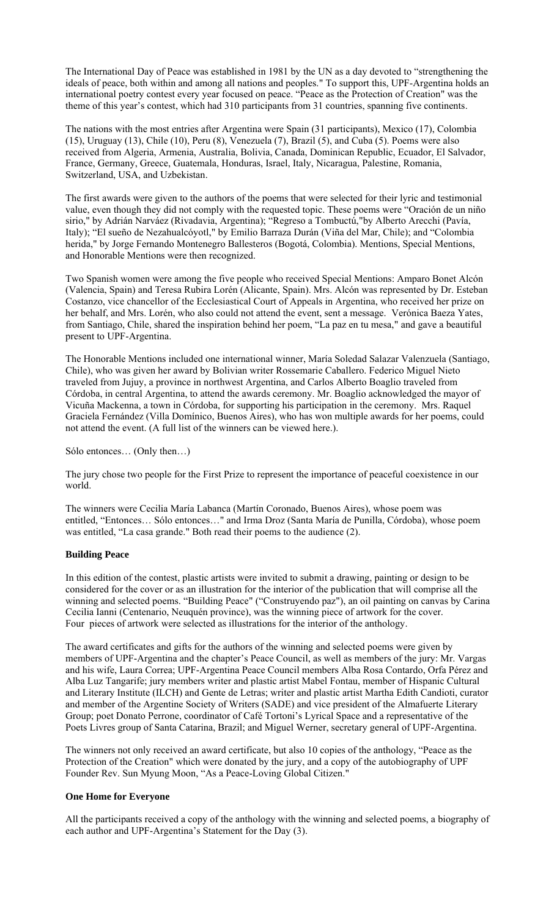The International Day of Peace was established in 1981 by the UN as a day devoted to "strengthening the ideals of peace, both within and among all nations and peoples." To support this, UPF-Argentina holds an international poetry contest every year focused on peace. "Peace as the Protection of Creation" was the theme of this year's contest, which had 310 participants from 31 countries, spanning five continents.

The nations with the most entries after Argentina were Spain (31 participants), Mexico (17), Colombia (15), Uruguay (13), Chile (10), Peru (8), Venezuela (7), Brazil (5), and Cuba (5). Poems were also received from Algeria, Armenia, Australia, Bolivia, Canada, Dominican Republic, Ecuador, El Salvador, France, Germany, Greece, Guatemala, Honduras, Israel, Italy, Nicaragua, Palestine, Romania, Switzerland, USA, and Uzbekistan.

The first awards were given to the authors of the poems that were selected for their lyric and testimonial value, even though they did not comply with the requested topic. These poems were "Oración de un niño sirio," by Adrián Narváez (Rivadavia, Argentina); "Regreso a Tombuctú,"by Alberto Arecchi (Pavía, Italy); "El sueño de Nezahualcóyotl," by Emilio Barraza Durán (Viña del Mar, Chile); and "Colombia herida," by Jorge Fernando Montenegro Ballesteros (Bogotá, Colombia). Mentions, Special Mentions, and Honorable Mentions were then recognized.

Two Spanish women were among the five people who received Special Mentions: Amparo Bonet Alcón (Valencia, Spain) and Teresa Rubira Lorén (Alicante, Spain). Mrs. Alcón was represented by Dr. Esteban Costanzo, vice chancellor of the Ecclesiastical Court of Appeals in Argentina, who received her prize on her behalf, and Mrs. Lorén, who also could not attend the event, sent a message. Verónica Baeza Yates, from Santiago, Chile, shared the inspiration behind her poem, "La paz en tu mesa," and gave a beautiful present to UPF-Argentina.

The Honorable Mentions included one international winner, María Soledad Salazar Valenzuela (Santiago, Chile), who was given her award by Bolivian writer Rossemarie Caballero. Federico Miguel Nieto traveled from Jujuy, a province in northwest Argentina, and Carlos Alberto Boaglio traveled from Córdoba, in central Argentina, to attend the awards ceremony. Mr. Boaglio acknowledged the mayor of Vicuña Mackenna, a town in Córdoba, for supporting his participation in the ceremony. Mrs. Raquel Graciela Fernández (Villa Domínico, Buenos Aires), who has won multiple awards for her poems, could not attend the event. (A full list of the winners can be viewed here.).

Sólo entonces… (Only then…)

The jury chose two people for the First Prize to represent the importance of peaceful coexistence in our world.

The winners were Cecilia María Labanca (Martín Coronado, Buenos Aires), whose poem was entitled, "Entonces… Sólo entonces…" and Irma Droz (Santa María de Punilla, Córdoba), whose poem was entitled, "La casa grande." Both read their poems to the audience (2).

**Building Peace**

In this edition of the contest, plastic artists were invited to submit a drawing, painting or design to be considered for the cover or as an illustration for the interior of the publication that will comprise all the winning and selected poems. "Building Peace" ("Construyendo paz"), an oil painting on canvas by Carina Cecilia Ianni (Centenario, Neuquén province), was the winning piece of artwork for the cover. Four pieces of artwork were selected as illustrations for the interior of the anthology.

The award certificates and gifts for the authors of the winning and selected poems were given by members of UPF-Argentina and the chapter's Peace Council, as well as members of the jury: Mr. Vargas and his wife, Laura Correa; UPF-Argentina Peace Council members Alba Rosa Contardo, Orfa Pérez and Alba Luz Tangarife; jury members writer and plastic artist Mabel Fontau, member of Hispanic Cultural and Literary Institute (ILCH) and Gente de Letras; writer and plastic artist Martha Edith Candioti, curator and member of the Argentine Society of Writers (SADE) and vice president of the Almafuerte Literary Group; poet Donato Perrone, coordinator of Café Tortoni's Lyrical Space and a representative of the Poets Livres group of Santa Catarina, Brazil; and Miguel Werner, secretary general of UPF-Argentina.

The winners not only received an award certificate, but also 10 copies of the anthology, "Peace as the Protection of the Creation" which were donated by the jury, and a copy of the autobiography of UPF Founder Rev. Sun Myung Moon, "As a Peace-Loving Global Citizen."

**One Home for Everyone**

All the participants received a copy of the anthology with the winning and selected poems, a biography of each author and UPF-Argentina's Statement for the Day (3).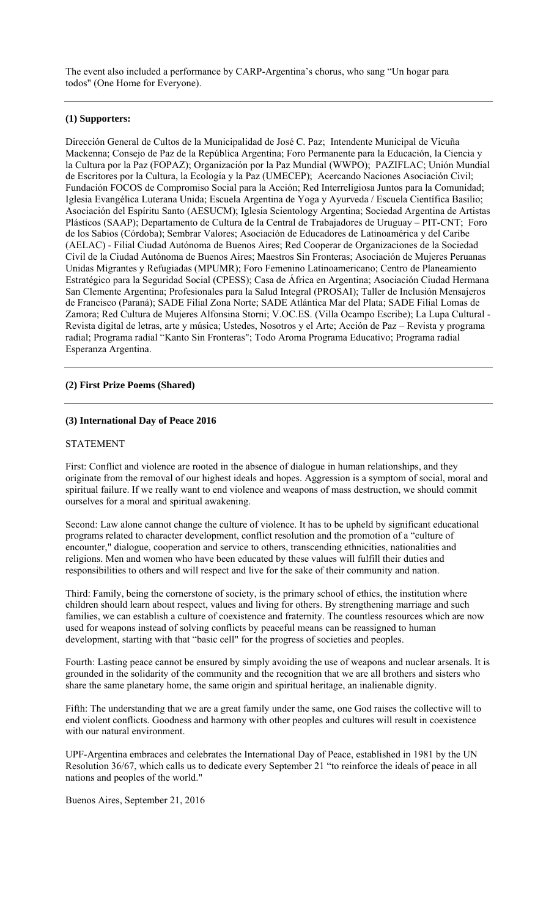The event also included a performance by CARP-Argentina's chorus, who sang "Un hogar para todos" (One Home for Everyone).

---

**(1) Supporters:**

Dirección General de Cultos de la Municipalidad de José C. Paz; Intendente Municipal de Vicuña Mackenna; Consejo de Paz de la República Argentina; Foro Permanente para la Educación, la Ciencia y la Cultura por la Paz (FOPAZ); Organización por la Paz Mundial (WWPO); PAZIFLAC; Unión Mundial de Escritores por la Cultura, la Ecología y la Paz (UMECEP); Acercando Naciones Asociación Civil; Fundación FOCOS de Compromiso Social para la Acción; Red Interreligiosa Juntos para la Comunidad; Iglesia Evangélica Luterana Unida; Escuela Argentina de Yoga y Ayurveda / Escuela Científica Basilio; Asociación del Espíritu Santo (AESUCM); Iglesia Scientology Argentina; Sociedad Argentina de Artistas Plásticos (SAAP); Departamento de Cultura de la Central de Trabajadores de Uruguay – PIT-CNT; Foro de los Sabios (Córdoba); Sembrar Valores; Asociación de Educadores de Latinoamérica y del Caribe (AELAC) - Filial Ciudad Autónoma de Buenos Aires; Red Cooperar de Organizaciones de la Sociedad Civil de la Ciudad Autónoma de Buenos Aires; Maestros Sin Fronteras; Asociación de Mujeres Peruanas Unidas Migrantes y Refugiadas (MPUMR); Foro Femenino Latinoamericano; Centro de Planeamiento Estratégico para la Seguridad Social (CPESS); Casa de África en Argentina; Asociación Ciudad Hermana San Clemente Argentina; Profesionales para la Salud Integral (PROSAI); Taller de Inclusión Mensajeros de Francisco (Paraná); SADE Filial Zona Norte; SADE Atlántica Mar del Plata; SADE Filial Lomas de Zamora; Red Cultura de Mujeres Alfonsina Storni; V.OC.ES. (Villa Ocampo Escribe); La Lupa Cultural - Revista digital de letras, arte y música; Ustedes, Nosotros y el Arte; Acción de Paz – Revista y programa radial; Programa radial "Kanto Sin Fronteras"; Todo Aroma Programa Educativo; Programa radial Esperanza Argentina.

---

**(2) First Prize Poems (Shared)**

---

**(3) International Day of Peace 2016**

STATEMENT

First: Conflict and violence are rooted in the absence of dialogue in human relationships, and they originate from the removal of our highest ideals and hopes. Aggression is a symptom of social, moral and spiritual failure. If we really want to end violence and weapons of mass destruction, we should commit ourselves for a moral and spiritual awakening.

Second: Law alone cannot change the culture of violence. It has to be upheld by significant educational programs related to character development, conflict resolution and the promotion of a "culture of encounter," dialogue, cooperation and service to others, transcending ethnicities, nationalities and religions. Men and women who have been educated by these values will fulfill their duties and responsibilities to others and will respect and live for the sake of their community and nation.

Third: Family, being the cornerstone of society, is the primary school of ethics, the institution where children should learn about respect, values and living for others. By strengthening marriage and such families, we can establish a culture of coexistence and fraternity. The countless resources which are now used for weapons instead of solving conflicts by peaceful means can be reassigned to human development, starting with that "basic cell" for the progress of societies and peoples.

Fourth: Lasting peace cannot be ensured by simply avoiding the use of weapons and nuclear arsenals. It is grounded in the solidarity of the community and the recognition that we are all brothers and sisters who share the same planetary home, the same origin and spiritual heritage, an inalienable dignity.

Fifth: The understanding that we are a great family under the same, one God raises the collective will to end violent conflicts. Goodness and harmony with other peoples and cultures will result in coexistence with our natural environment.

UPF-Argentina embraces and celebrates the International Day of Peace, established in 1981 by the UN Resolution 36/67, which calls us to dedicate every September 21 "to reinforce the ideals of peace in all nations and peoples of the world."

Buenos Aires, September 21, 2016